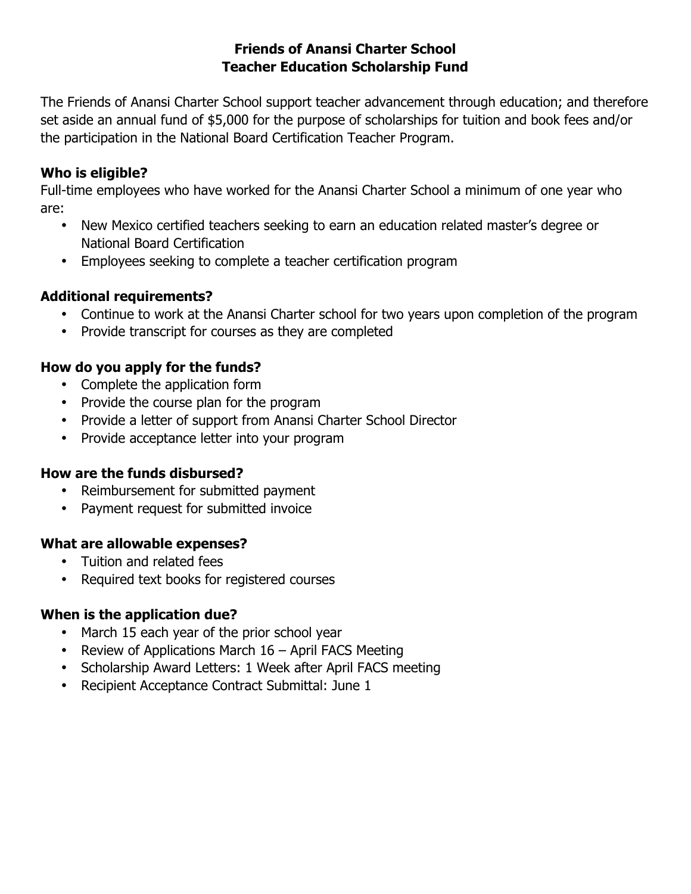# Friends of Anansi Charter School
# Teacher Education Scholarship Fund

The Friends of Anansi Charter School support teacher advancement through education; and therefore set aside an annual fund of $5,000 for the purpose of scholarships for tuition and book fees and/or the participation in the National Board Certification Teacher Program.

### Who is eligible?

Full-time employees who have worked for the Anansi Charter School a minimum of one year who are:

- New Mexico certified teachers seeking to earn an education related master's degree or National Board Certification
- Employees seeking to complete a teacher certification program

### Additional requirements?

- Continue to work at the Anansi Charter school for two years upon completion of the program
- Provide transcript for courses as they are completed

### How do you apply for the funds?

- Complete the application form
- Provide the course plan for the program
- Provide a letter of support from Anansi Charter School Director
- Provide acceptance letter into your program

### How are the funds disbursed?

- Reimbursement for submitted payment
- Payment request for submitted invoice

### What are allowable expenses?

- Tuition and related fees
- Required text books for registered courses

### When is the application due?

- March 15 each year of the prior school year
- Review of Applications March 16 – April FACS Meeting
- Scholarship Award Letters: 1 Week after April FACS meeting
- Recipient Acceptance Contract Submittal: June 1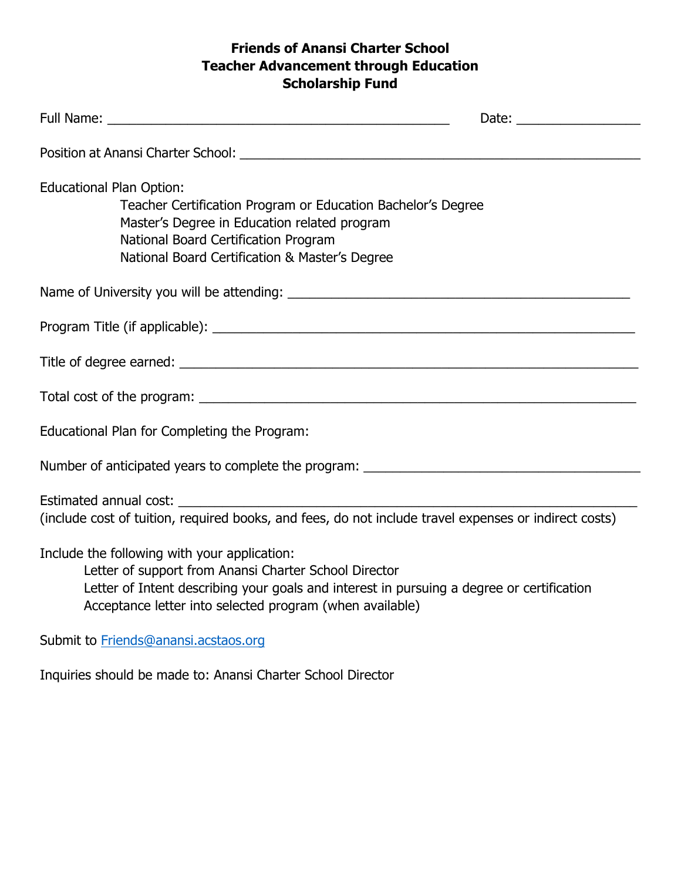**Friends of Anansi Charter School**
**Teacher Advancement through Education**
**Scholarship Fund**

Full Name: ______________________________________________ Date: ________________

Position at Anansi Charter School: ______________________________________________

Educational Plan Option:

- Teacher Certification Program or Education Bachelor's Degree
- Master's Degree in Education related program
- National Board Certification Program
- National Board Certification & Master's Degree

Name of University you will be attending: ______________________________________________

Program Title (if applicable): ______________________________________________

Title of degree earned: ______________________________________________

Total cost of the program: ______________________________________________

Educational Plan for Completing the Program:

Number of anticipated years to complete the program: ______________________________________________

Estimated annual cost: ______________________________________________
(include cost of tuition, required books, and fees, do not include travel expenses or indirect costs)

Include the following with your application:

- Letter of support from Anansi Charter School Director
- Letter of Intent describing your goals and interest in pursuing a degree or certification
- Acceptance letter into selected program (when available)

Submit to Friends@anansi.acstaos.org

Inquiries should be made to: Anansi Charter School Director